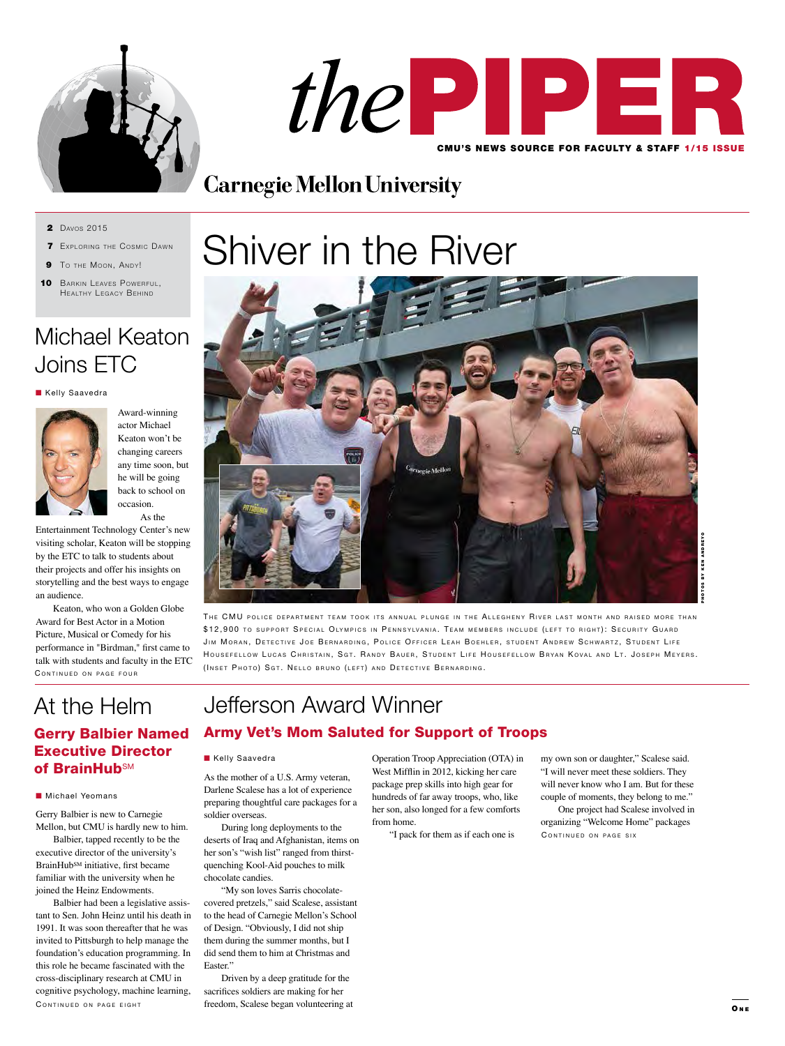# thePIPER

CMU'S NEWS SOURCE FOR FACULTY & STAFF 1/15 ISSUE

Carnegie Mellon University

- 2 Davos 2015
- 7 Exploring the Cosmic Dawn
- 9 To the Moon, Andy!
- 10 Barkin Leaves Powerful, Healthy Legacy Behind

## Michael Keaton Joins ETC

■ Kelly Saavedra

Award-winning actor Michael Keaton won't be changing careers any time soon, but he will be going back to school on occasion.

As the Entertainment Technology Center's new visiting scholar, Keaton will be stopping by the ETC to talk to students about their projects and offer his insights on storytelling and the best ways to engage an audience.

Keaton, who won a Golden Globe Award for Best Actor in a Motion Picture, Musical or Comedy for his performance in "Birdman," first came to talk with students and faculty in the ETC

Continued on page four

# Shiver in the River

Photos by Ken Andreyo

The CMU police department team took its annual plunge in the Allegheny River last month and raised more than $12,900 to support Special Olympics in Pennsylvania. Team members include (left to right): Security Guard Jim Moran, Detective Joe Bernarding, Police Officer Leah Boehler, student Andrew Schwartz, Student Life Housefellow Lucas Christain, Sgt. Randy Bauer, Student Life Housefellow Bryan Koval and Lt. Joseph Meyers. (Inset Photo) Sgt. Nello bruno (left) and Detective Bernarding.

## At the Helm

### Gerry Balbier Named Executive Director of BrainHub℠

■ Michael Yeomans

Gerry Balbier is new to Carnegie Mellon, but CMU is hardly new to him.

Balbier, tapped recently to be the executive director of the university's BrainHub℠ initiative, first became familiar with the university when he joined the Heinz Endowments.

Balbier had been a legislative assistant to Sen. John Heinz until his death in 1991. It was soon thereafter that he was invited to Pittsburgh to help manage the foundation's education programming. In this role he became fascinated with the cross-disciplinary research at CMU in cognitive psychology, machine learning,

Continued on page eight

## Jefferson Award Winner

### Army Vet's Mom Saluted for Support of Troops

■ Kelly Saavedra

As the mother of a U.S. Army veteran, Darlene Scalese has a lot of experience preparing thoughtful care packages for a soldier overseas.

During long deployments to the deserts of Iraq and Afghanistan, items on her son's "wish list" ranged from thirst-quenching Kool-Aid pouches to milk chocolate candies.

"My son loves Sarris chocolate-covered pretzels," said Scalese, assistant to the head of Carnegie Mellon's School of Design. "Obviously, I did not ship them during the summer months, but I did send them to him at Christmas and Easter."

Driven by a deep gratitude for the sacrifices soldiers are making for her freedom, Scalese began volunteering at Operation Troop Appreciation (OTA) in West Mifflin in 2012, kicking her care package prep skills into high gear for hundreds of far away troops, who, like her son, also longed for a few comforts from home.

"I pack for them as if each one is my own son or daughter," Scalese said. "I will never meet these soldiers. They will never know who I am. But for these couple of moments, they belong to me."

One project had Scalese involved in organizing "Welcome Home" packages

Continued on page six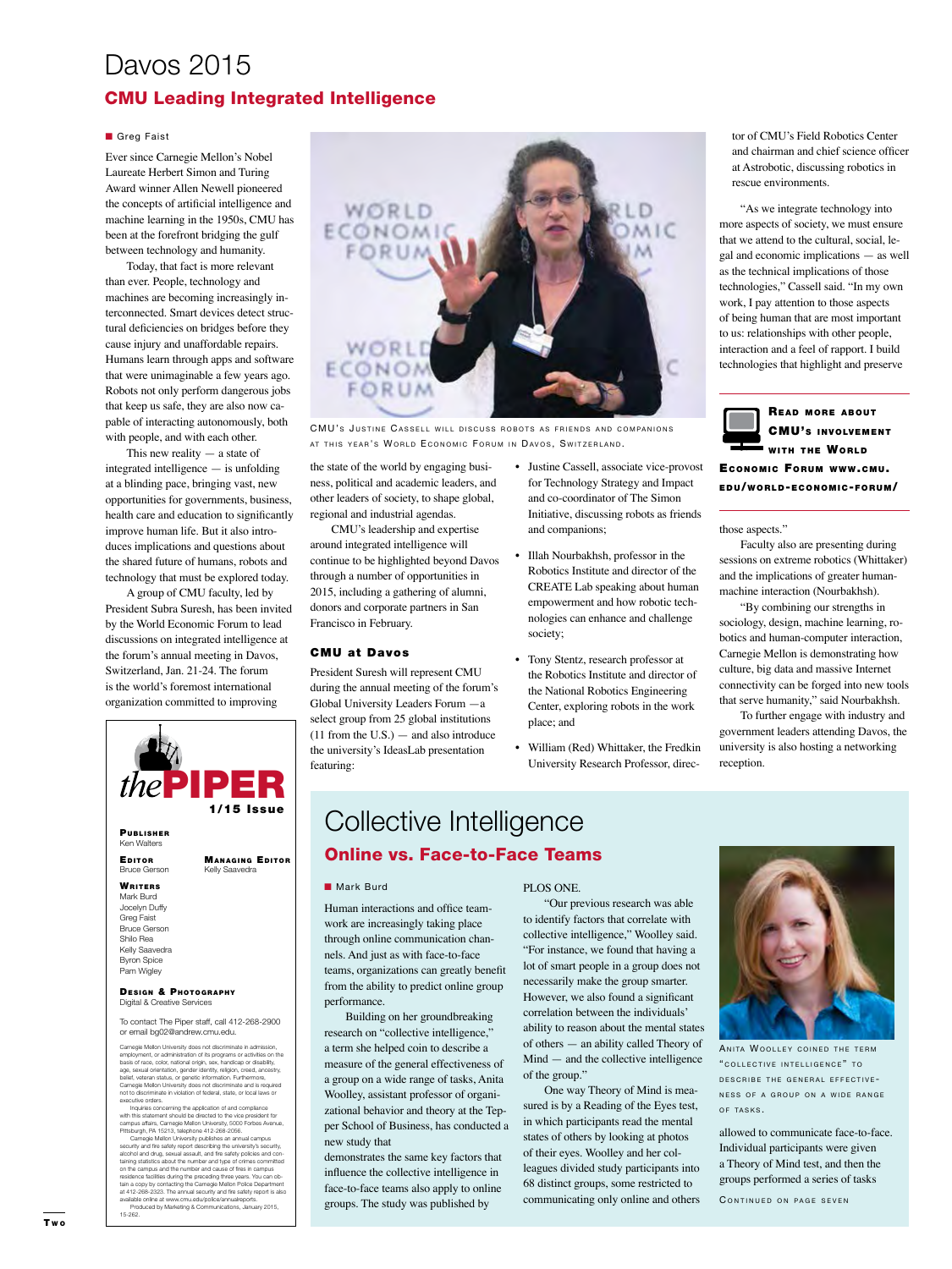# Davos 2015

## CMU Leading Integrated Intelligence

■ Greg Faist

Ever since Carnegie Mellon's Nobel Laureate Herbert Simon and Turing Award winner Allen Newell pioneered the concepts of artificial intelligence and machine learning in the 1950s, CMU has been at the forefront bridging the gulf between technology and humanity.

Today, that fact is more relevant than ever. People, technology and machines are becoming increasingly interconnected. Smart devices detect structural deficiencies on bridges before they cause injury and unaffordable repairs. Humans learn through apps and software that were unimaginable a few years ago. Robots not only perform dangerous jobs that keep us safe, they are also now capable of interacting autonomously, both with people, and with each other.

This new reality — a state of integrated intelligence — is unfolding at a blinding pace, bringing vast, new opportunities for governments, business, health care and education to significantly improve human life. But it also introduces implications and questions about the shared future of humans, robots and technology that must be explored today.

A group of CMU faculty, led by President Subra Suresh, has been invited by the World Economic Forum to lead discussions on integrated intelligence at the forum's annual meeting in Davos, Switzerland, Jan. 21-24. The forum is the world's foremost international organization committed to improving the state of the world by engaging business, political and academic leaders, and other leaders of society, to shape global, regional and industrial agendas.

CMU's Justine Cassell will discuss robots as friends and companions at this year's World Economic Forum in Davos, Switzerland.

CMU's leadership and expertise around integrated intelligence will continue to be highlighted beyond Davos through a number of opportunities in 2015, including a gathering of alumni, donors and corporate partners in San Francisco in February.

### CMU at Davos

President Suresh will represent CMU during the annual meeting of the forum's Global University Leaders Forum — a select group from 25 global institutions (11 from the U.S.) — and also introduce the university's IdeasLab presentation featuring:

- Justine Cassell, associate vice-provost for Technology Strategy and Impact and co-coordinator of The Simon Initiative, discussing robots as friends and companions;
- Illah Nourbakhsh, professor in the Robotics Institute and director of the CREATE Lab speaking about human empowerment and how robotic technologies can enhance and challenge society;
- Tony Stentz, research professor at the Robotics Institute and director of the National Robotics Engineering Center, exploring robots in the work place; and
- William (Red) Whittaker, the Fredkin University Research Professor, director of CMU's Field Robotics Center and chairman and chief science officer at Astrobotic, discussing robotics in rescue environments.

"As we integrate technology into more aspects of society, we must ensure that we attend to the cultural, social, legal and economic implications — as well as the technical implications of those technologies," Cassell said. "In my own work, I pay attention to those aspects of being human that are most important to us: relationships with other people, interaction and a feel of rapport. I build technologies that highlight and preserve those aspects."

**Read more about CMU's involvement with the World Economic Forum www.cmu.edu/world-economic-forum/**

Faculty also are presenting during sessions on extreme robotics (Whittaker) and the implications of greater human-machine interaction (Nourbakhsh).

"By combining our strengths in sociology, design, machine learning, robotics and human-computer interaction, Carnegie Mellon is demonstrating how culture, big data and massive Internet connectivity can be forged into new tools that serve humanity," said Nourbakhsh.

To further engage with industry and government leaders attending Davos, the university is also hosting a networking reception.

---

**the PIPER**
**1/15 Issue**

**Publisher**
Ken Walters

**Editor**
Bruce Gerson

**Managing Editor**
Kelly Saavedra

**Writers**
Mark Burd
Jocelyn Duffy
Greg Faist
Bruce Gerson
Shilo Rea
Kelly Saavedra
Byron Spice
Pam Wigley

**Design & Photography**
Digital & Creative Services

To contact The Piper staff, call 412-268-2900 or email bg02@andrew.cmu.edu.

Carnegie Mellon University does not discriminate in admission, employment, or administration of its programs or activities on the basis of race, color, national origin, sex, handicap or disability, age, sexual orientation, gender identity, religion, creed, ancestry, belief, veteran status, or genetic information. Furthermore, Carnegie Mellon University does not discriminate and is required not to discriminate in violation of federal, state, or local laws or executive orders.

Inquiries concerning the application of and compliance with this statement should be directed to the vice president for campus affairs, Carnegie Mellon University, 5000 Forbes Avenue, Pittsburgh, PA 15213, telephone 412-268-2056.

Carnegie Mellon University publishes an annual campus security and fire safety report describing the university's security, alcohol and drug, sexual assault, and fire safety policies and containing statistics about the number and type of crimes committed on the campus and the number and cause of fires in campus residence facilities during the preceding three years. You can obtain a copy by contacting the Carnegie Mellon Police Department at 412-268-2323. The annual security and fire safety report is also available online at www.cmu.edu/police/annualreports.

Produced by Marketing & Communications, January 2015, 15-262.

---

# Collective Intelligence

## Online vs. Face-to-Face Teams

■ Mark Burd

Human interactions and office teamwork are increasingly taking place through online communication channels. And just as with face-to-face teams, organizations can greatly benefit from the ability to predict online group performance.

Building on her groundbreaking research on "collective intelligence," a term she helped coin to describe a measure of the general effectiveness of a group on a wide range of tasks, Anita Woolley, assistant professor of organizational behavior and theory at the Tepper School of Business, has conducted a new study that demonstrates the same key factors that influence the collective intelligence in face-to-face teams also apply to online groups. The study was published by PLOS ONE.

"Our previous research was able to identify factors that correlate with collective intelligence," Woolley said. "For instance, we found that having a lot of smart people in a group does not necessarily make the group smarter. However, we also found a significant correlation between the individuals' ability to reason about the mental states of others — an ability called Theory of Mind — and the collective intelligence of the group."

One way Theory of Mind is measured is by a Reading of the Eyes test, in which participants read the mental states of others by looking at photos of their eyes. Woolley and her colleagues divided study participants into 68 distinct groups, some restricted to communicating only online and others allowed to communicate face-to-face. Individual participants were given a Theory of Mind test, and then the groups performed a series of tasks

Anita Woolley coined the term "collective intelligence" to describe the general effectiveness of a group on a wide range of tasks.

Continued on page seven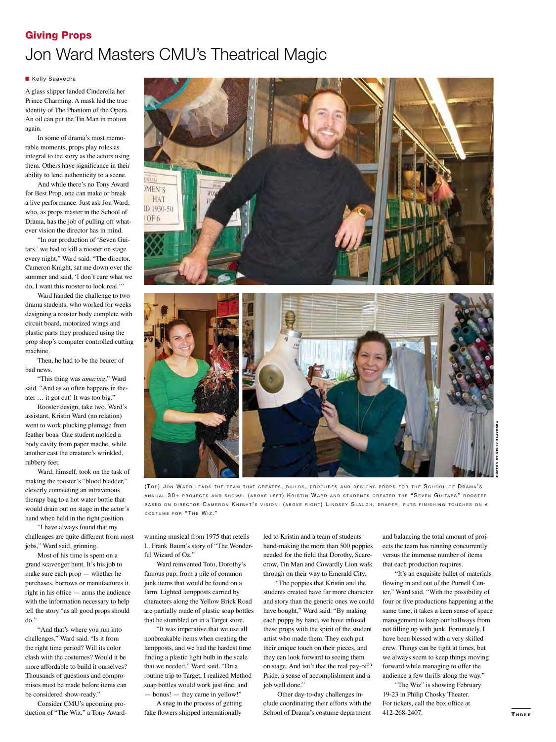## Giving Props

# Jon Ward Masters CMU's Theatrical Magic

Kelly Saavedra

A glass slipper landed Cinderella her Prince Charming. A mask hid the true identity of The Phantom of the Opera. An oil can put the Tin Man in motion again.

In some of drama's most memorable moments, props play roles as integral to the story as the actors using them. Others have significance in their ability to lend authenticity to a scene.

And while there's no Tony Award for Best Prop, one can make or break a live performance. Just ask Jon Ward, who, as props master in the School of Drama, has the job of pulling off whatever vision the director has in mind.

"In our production of 'Seven Guitars,' we had to kill a rooster on stage every night," Ward said. "The director, Cameron Knight, sat me down over the summer and said, 'I don't care what we do, I want this rooster to look real.'"

Ward handed the challenge to two drama students, who worked for weeks designing a rooster body complete with circuit board, motorized wings and plastic parts they produced using the prop shop's computer controlled cutting machine.

Then, he had to be the bearer of bad news.

"This thing was *amazing*," Ward said. "And as so often happens in theater … it got cut! It was too big."

Rooster design, take two. Ward's assistant, Kristin Ward (no relation) went to work plucking plumage from feather boas. One student molded a body cavity from paper mache, while another cast the creature's wrinkled, rubbery feet.

Ward, himself, took on the task of making the rooster's "blood bladder," cleverly connecting an intravenous therapy bag to a hot water bottle that would drain out on stage in the actor's hand when held in the right position.

"I have always found that my challenges are quite different from most jobs," Ward said, grinning.

Most of his time is spent on a grand scavenger hunt. It's his job to make sure each prop — whether he purchases, borrows or manufactures it right in his office — arms the audience with the information necessary to help tell the story "as all good props should do."

"And that's where you run into challenges," Ward said. "Is it from the right time period? Will its color clash with the costumes? Would it be more affordable to build it ourselves? Thousands of questions and compromises must be made before items can be considered show-ready."

Consider CMU's upcoming production of "The Wiz," a Tony Award-winning musical from 1975 that retells L. Frank Baum's story of "The Wonderful Wizard of Oz."

Ward reinvented Toto, Dorothy's famous pup, from a pile of common junk items that would be found on a farm. Lighted lampposts carried by characters along the Yellow Brick Road are partially made of plastic soap bottles that he stumbled on in a Target store.

"It was imperative that we use all nonbreakable items when creating the lampposts, and we had the hardest time finding a plastic light bulb in the scale that we needed," Ward said. "On a routine trip to Target, I realized Method soap bottles would work just fine, and — bonus! — they came in yellow!"

A snag in the process of getting fake flowers shipped internationally led to Kristin and a team of students hand-making the more than 500 poppies needed for the field that Dorothy, Scarecrow, Tin Man and Cowardly Lion walk through on their way to Emerald City.

"The poppies that Kristin and the students created have far more character and story than the generic ones we could have bought," Ward said. "By making each poppy by hand, we have infused these props with the spirit of the student artist who made them. They each put their unique touch on their pieces, and they can look forward to seeing them on stage. And isn't that the real pay-off? Pride, a sense of accomplishment and a job well done."

Other day-to-day challenges include coordinating their efforts with the School of Drama's costume department and balancing the total amount of projects the team has running concurrently versus the immense number of items that each production requires.

"It's an exquisite ballet of materials flowing in and out of the Purnell Center," Ward said. "With the possibility of four or five productions happening at the same time, it takes a keen sense of space management to keep our hallways from not filling up with junk. Fortunately, I have been blessed with a very skilled crew. Things can be tight at times, but we always seem to keep things moving forward while managing to offer the audience a few thrills along the way."

"The Wiz" is showing February 19-23 in Philip Chosky Theater. For tickets, call the box office at 412-268-2407.

(Top) Jon Ward leads the team that creates, builds, procures and designs props for the School of Drama's annual 30+ projects and shows. (Above left) Kristin Ward and students created the "Seven Guitars" rooster based on director Cameron Knight's vision. (Above right) Lindsey Slaugh, draper, puts finishing touches on a costume for "The Wiz."

Photos by Kelly Saavedra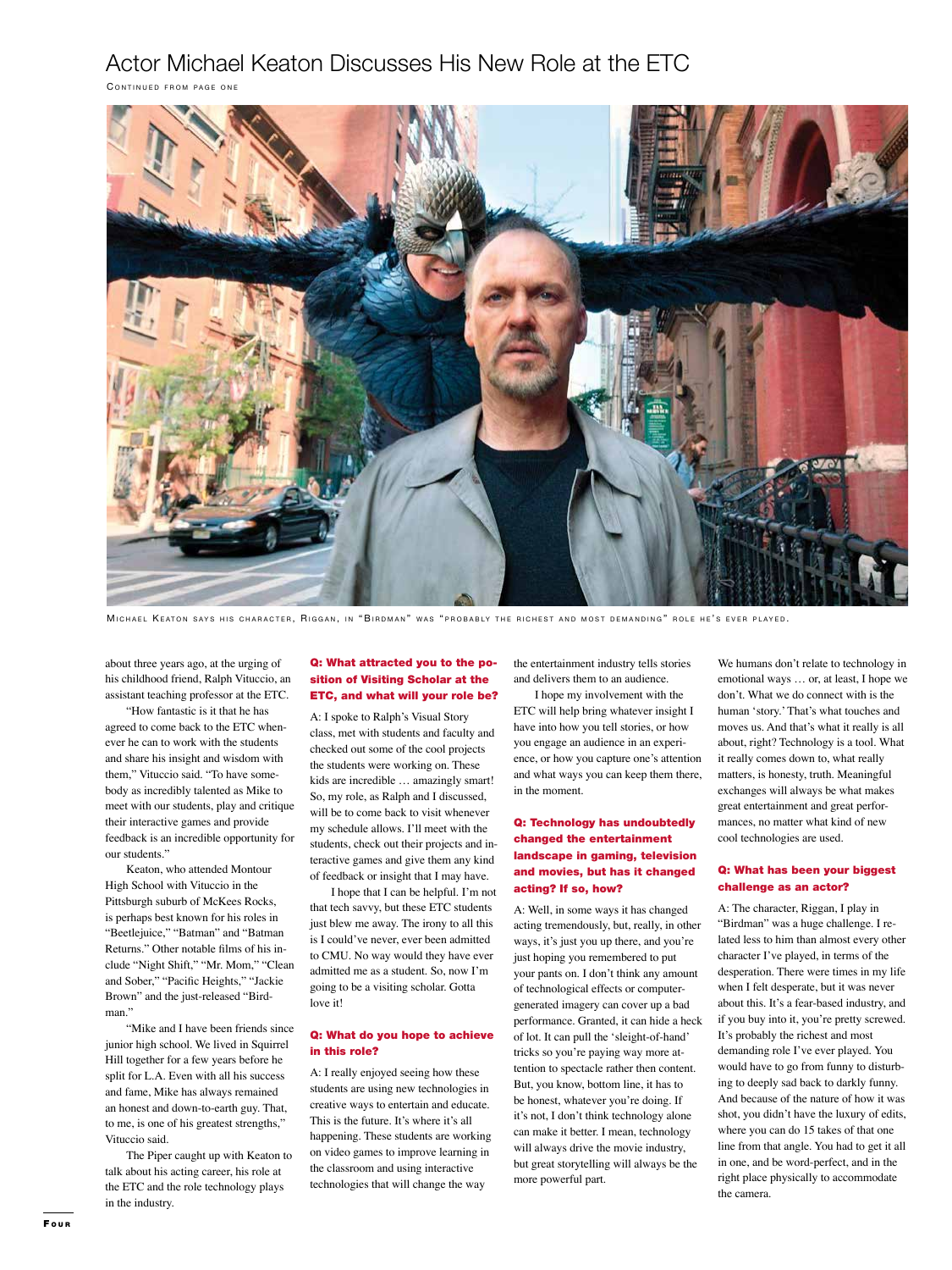# Actor Michael Keaton Discusses His New Role at the ETC

CONTINUED FROM PAGE ONE

MICHAEL KEATON SAYS HIS CHARACTER, RIGGAN, IN "BIRDMAN" WAS "PROBABLY THE RICHEST AND MOST DEMANDING" ROLE HE'S EVER PLAYED.

about three years ago, at the urging of his childhood friend, Ralph Vituccio, an assistant teaching professor at the ETC.

"How fantastic is it that he has agreed to come back to the ETC whenever he can to work with the students and share his insight and wisdom with them," Vituccio said. "To have somebody as incredibly talented as Mike to meet with our students, play and critique their interactive games and provide feedback is an incredible opportunity for our students."

Keaton, who attended Montour High School with Vituccio in the Pittsburgh suburb of McKees Rocks, is perhaps best known for his roles in "Beetlejuice," "Batman" and "Batman Returns." Other notable films of his include "Night Shift," "Mr. Mom," "Clean and Sober," "Pacific Heights," "Jackie Brown" and the just-released "Birdman."

"Mike and I have been friends since junior high school. We lived in Squirrel Hill together for a few years before he split for L.A. Even with all his success and fame, Mike has always remained an honest and down-to-earth guy. That, to me, is one of his greatest strengths," Vituccio said.

The Piper caught up with Keaton to talk about his acting career, his role at the ETC and the role technology plays in the industry.

**Q: What attracted you to the position of Visiting Scholar at the ETC, and what will your role be?**

A: I spoke to Ralph's Visual Story class, met with students and faculty and checked out some of the cool projects the students were working on. These kids are incredible … amazingly smart! So, my role, as Ralph and I discussed, will be to come back to visit whenever my schedule allows. I'll meet with the students, check out their projects and interactive games and give them any kind of feedback or insight that I may have.

I hope that I can be helpful. I'm not that tech savvy, but these ETC students just blew me away. The irony to all this is I could've never, ever been admitted to CMU. No way would they have ever admitted me as a student. So, now I'm going to be a visiting scholar. Gotta love it!

**Q: What do you hope to achieve in this role?**

A: I really enjoyed seeing how these students are using new technologies in creative ways to entertain and educate. This is the future. It's where it's all happening. These students are working on video games to improve learning in the classroom and using interactive technologies that will change the way the entertainment industry tells stories and delivers them to an audience.

I hope my involvement with the ETC will help bring whatever insight I have into how you tell stories, or how you engage an audience in an experience, or how you capture one's attention and what ways you can keep them there, in the moment.

**Q: Technology has undoubtedly changed the entertainment landscape in gaming, television and movies, but has it changed acting? If so, how?**

A: Well, in some ways it has changed acting tremendously, but, really, in other ways, it's just you up there, and you're just hoping you remembered to put your pants on. I don't think any amount of technological effects or computer-generated imagery can cover up a bad performance. Granted, it can hide a heck of lot. It can pull the 'sleight-of-hand' tricks so you're paying way more attention to spectacle rather then content. But, you know, bottom line, it has to be honest, whatever you're doing. If it's not, I don't think technology alone can make it better. I mean, technology will always drive the movie industry, but great storytelling will always be the more powerful part.

We humans don't relate to technology in emotional ways … or, at least, I hope we don't. What we do connect with is the human 'story.' That's what touches and moves us. And that's what it really is all about, right? Technology is a tool. What it really comes down to, what really matters, is honesty, truth. Meaningful exchanges will always be what makes great entertainment and great performances, no matter what kind of new cool technologies are used.

**Q: What has been your biggest challenge as an actor?**

A: The character, Riggan, I play in "Birdman" was a huge challenge. I related less to him than almost every other character I've played, in terms of the desperation. There were times in my life when I felt desperate, but it was never about this. It's a fear-based industry, and if you buy into it, you're pretty screwed. It's probably the richest and most demanding role I've ever played. You would have to go from funny to disturbing to deeply sad back to darkly funny. And because of the nature of how it was shot, you didn't have the luxury of edits, where you can do 15 takes of that one line from that angle. You had to get it all in one, and be word-perfect, and in the right place physically to accommodate the camera.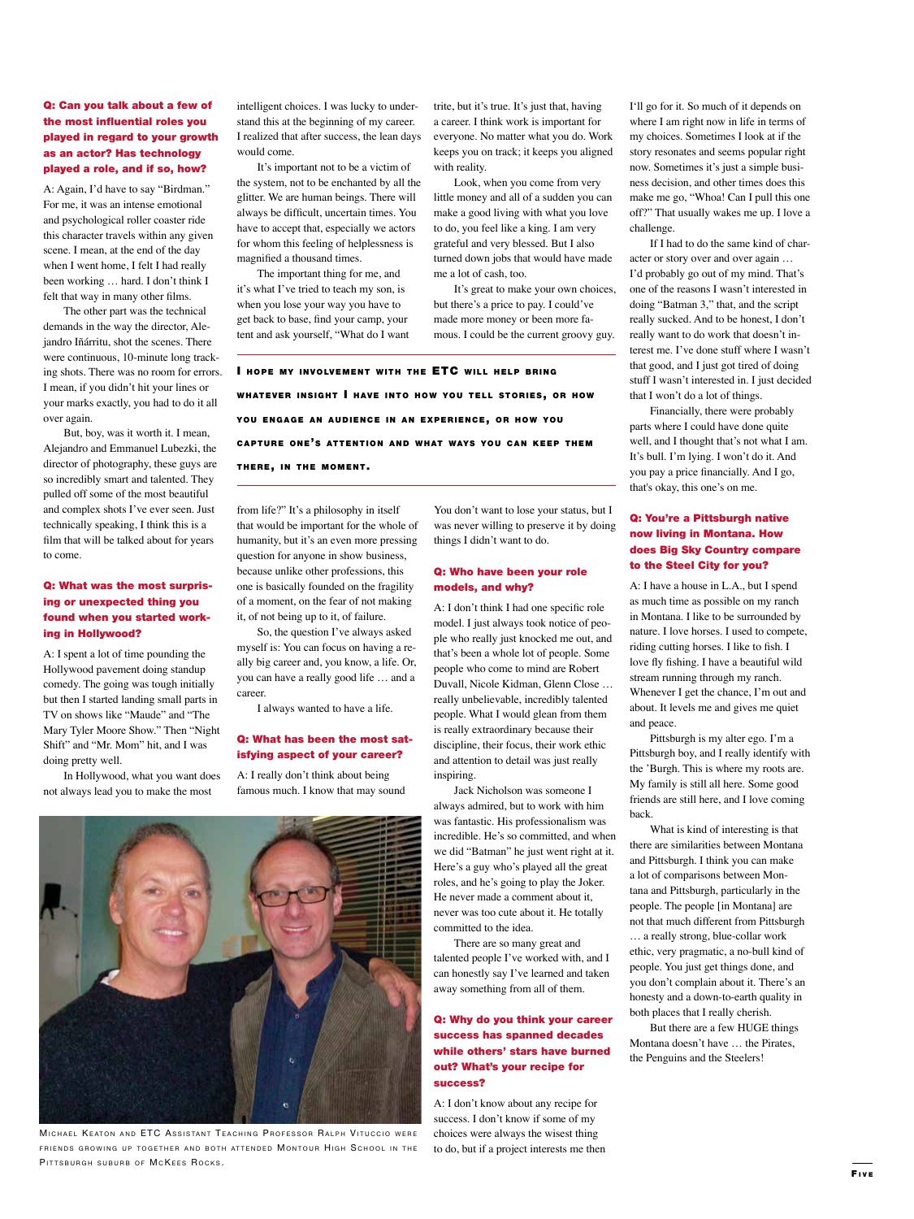**Q: Can you talk about a few of the most influential roles you played in regard to your growth as an actor? Has technology played a role, and if so, how?**

A: Again, I'd have to say "Birdman." For me, it was an intense emotional and psychological roller coaster ride this character travels within any given scene. I mean, at the end of the day when I went home, I felt I had really been working … hard. I don't think I felt that way in many other films.

The other part was the technical demands in the way the director, Alejandro Iñárritu, shot the scenes. There were continuous, 10-minute long tracking shots. There was no room for errors. I mean, if you didn't hit your lines or your marks exactly, you had to do it all over again.

But, boy, was it worth it. I mean, Alejandro and Emmanuel Lubezki, the director of photography, these guys are so incredibly smart and talented. They pulled off some of the most beautiful and complex shots I've ever seen. Just technically speaking, I think this is a film that will be talked about for years to come.

**Q: What was the most surprising or unexpected thing you found when you started working in Hollywood?**

A: I spent a lot of time pounding the Hollywood pavement doing standup comedy. The going was tough initially but then I started landing small parts in TV on shows like "Maude" and "The Mary Tyler Moore Show." Then "Night Shift" and "Mr. Mom" hit, and I was doing pretty well.

In Hollywood, what you want does not always lead you to make the most intelligent choices. I was lucky to understand this at the beginning of my career. I realized that after success, the lean days would come.

It's important not to be a victim of the system, not to be enchanted by all the glitter. We are human beings. There will always be difficult, uncertain times. You have to accept that, especially we actors for whom this feeling of helplessness is magnified a thousand times.

The important thing for me, and it's what I've tried to teach my son, is when you lose your way you have to get back to base, find your camp, your tent and ask yourself, "What do I want from life?" It's a philosophy in itself that would be important for the whole of humanity, but it's an even more pressing question for anyone in show business, because unlike other professions, this one is basically founded on the fragility of a moment, on the fear of not making it, of not being up to it, of failure.

So, the question I've always asked myself is: You can focus on having a really big career and, you know, a life. Or, you can have a really good life … and a career.

I always wanted to have a life.

**Q: What has been the most satisfying aspect of your career?**

A: I really don't think about being famous much. I know that may sound trite, but it's true. It's just that, having a career. I think work is important for everyone. No matter what you do. Work keeps you on track; it keeps you aligned with reality.

Look, when you come from very little money and all of a sudden you can make a good living with what you love to do, you feel like a king. I am very grateful and very blessed. But I also turned down jobs that would have made me a lot of cash, too.

It's great to make your own choices, but there's a price to pay. I could've made more money or been more famous. I could be the current groovy guy. You don't want to lose your status, but I was never willing to preserve it by doing things I didn't want to do.

**I HOPE MY INVOLVEMENT WITH THE ETC WILL HELP BRING WHATEVER INSIGHT I HAVE INTO HOW YOU TELL STORIES, OR HOW YOU ENGAGE AN AUDIENCE IN AN EXPERIENCE, OR HOW YOU CAPTURE ONE'S ATTENTION AND WHAT WAYS YOU CAN KEEP THEM THERE, IN THE MOMENT.**

**Q: Who have been your role models, and why?**

A: I don't think I had one specific role model. I just always took notice of people who really just knocked me out, and that's been a whole lot of people. Some people who come to mind are Robert Duvall, Nicole Kidman, Glenn Close … really unbelievable, incredibly talented people. What I would glean from them is really extraordinary because their discipline, their focus, their work ethic and attention to detail was just really inspiring.

Jack Nicholson was someone I always admired, but to work with him was fantastic. His professionalism was incredible. He's so committed, and when we did "Batman" he just went right at it. Here's a guy who's played all the great roles, and he's going to play the Joker. He never made a comment about it, never was too cute about it. He totally committed to the idea.

There are so many great and talented people I've worked with, and I can honestly say I've learned and taken away something from all of them.

**Q: Why do you think your career success has spanned decades while others' stars have burned out? What's your recipe for success?**

A: I don't know about any recipe for success. I don't know if some of my choices were always the wisest thing to do, but if a project interests me then I'll go for it. So much of it depends on where I am right now in life in terms of my choices. Sometimes I look at if the story resonates and seems popular right now. Sometimes it's just a simple business decision, and other times does this make me go, "Whoa! Can I pull this one off?" That usually wakes me up. I love a challenge.

If I had to do the same kind of character or story over and over again … I'd probably go out of my mind. That's one of the reasons I wasn't interested in doing "Batman 3," that, and the script really sucked. And to be honest, I don't really want to do work that doesn't interest me. I've done stuff where I wasn't that good, and I just got tired of doing stuff I wasn't interested in. I just decided that I won't do a lot of things.

Financially, there were probably parts where I could have done quite well, and I thought that's not what I am. It's bull. I'm lying. I won't do it. And you pay a price financially. And I go, that's okay, this one's on me.

**Q: You're a Pittsburgh native now living in Montana. How does Big Sky Country compare to the Steel City for you?**

A: I have a house in L.A., but I spend as much time as possible on my ranch in Montana. I like to be surrounded by nature. I love horses. I used to compete, riding cutting horses. I like to fish. I love fly fishing. I have a beautiful wild stream running through my ranch. Whenever I get the chance, I'm out and about. It levels me and gives me quiet and peace.

Pittsburgh is my alter ego. I'm a Pittsburgh boy, and I really identify with the 'Burgh. This is where my roots are. My family is still all here. Some good friends are still here, and I love coming back.

What is kind of interesting is that there are similarities between Montana and Pittsburgh. I think you can make a lot of comparisons between Montana and Pittsburgh, particularly in the people. The people [in Montana] are not that much different from Pittsburgh … a really strong, blue-collar work ethic, very pragmatic, a no-bull kind of people. You just get things done, and you don't complain about it. There's an honesty and a down-to-earth quality in both places that I really cherish.

But there are a few HUGE things Montana doesn't have … the Pirates, the Penguins and the Steelers!

Michael Keaton and ETC Assistant Teaching Professor Ralph Vituccio were friends growing up together and both attended Montour High School in the Pittsburgh suburb of McKees Rocks.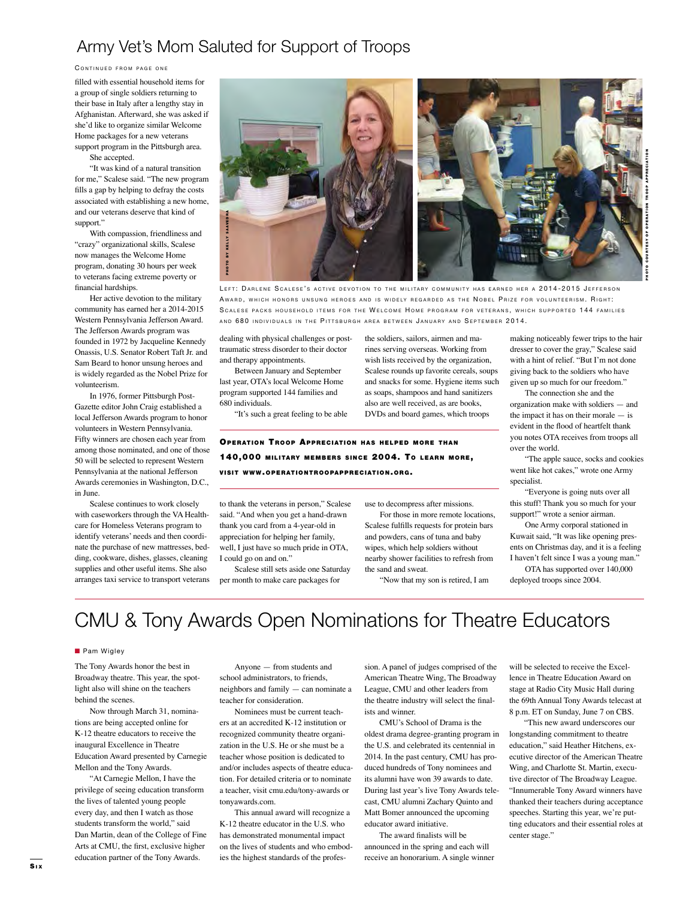# Army Vet's Mom Saluted for Support of Troops

Continued from page one

filled with essential household items for a group of single soldiers returning to their base in Italy after a lengthy stay in Afghanistan. Afterward, she was asked if she'd like to organize similar Welcome Home packages for a new veterans support program in the Pittsburgh area.

She accepted.

"It was kind of a natural transition for me," Scalese said. "The new program fills a gap by helping to defray the costs associated with establishing a new home, and our veterans deserve that kind of support."

With compassion, friendliness and "crazy" organizational skills, Scalese now manages the Welcome Home program, donating 30 hours per week to veterans facing extreme poverty or financial hardships.

Her active devotion to the military community has earned her a 2014-2015 Western Pennsylvania Jefferson Award. The Jefferson Awards program was founded in 1972 by Jacqueline Kennedy Onassis, U.S. Senator Robert Taft Jr. and Sam Beard to honor unsung heroes and is widely regarded as the Nobel Prize for volunteerism.

In 1976, former Pittsburgh Post-Gazette editor John Craig established a local Jefferson Awards program to honor volunteers in Western Pennsylvania. Fifty winners are chosen each year from among those nominated, and one of those 50 will be selected to represent Western Pennsylvania at the national Jefferson Awards ceremonies in Washington, D.C., in June.

Scalese continues to work closely with caseworkers through the VA Healthcare for Homeless Veterans program to identify veterans' needs and then coordinate the purchase of new mattresses, bedding, cookware, dishes, glasses, cleaning supplies and other useful items. She also arranges taxi service to transport veterans dealing with physical challenges or post-traumatic stress disorder to their doctor and therapy appointments.

Photo by Kelly Saavedra

Photo courtesy of Operation Troop Appreciation

Left: Darlene Scalese's active devotion to the military community has earned her a 2014-2015 Jefferson Award, which honors unsung heroes and is widely regarded as the Nobel Prize for volunteerism. Right: Scalese packs household items for the Welcome Home program for veterans, which supported 144 families and 680 individuals in the Pittsburgh area between January and September 2014.

Between January and September last year, OTA's local Welcome Home program supported 144 families and 680 individuals.

"It's such a great feeling to be able to thank the veterans in person," Scalese said. "And when you get a hand-drawn thank you card from a 4-year-old in appreciation for helping her family, well, I just have so much pride in OTA, I could go on and on."

Scalese still sets aside one Saturday per month to make care packages for the soldiers, sailors, airmen and marines serving overseas. Working from wish lists received by the organization, Scalese rounds up favorite cereals, soups and snacks for some. Hygiene items such as soaps, shampoos and hand sanitizers also are well received, as are books, DVDs and board games, which troops use to decompress after missions.

**Operation Troop Appreciation has helped more than 140,000 military members since 2004. To learn more, visit www.operationtroopappreciation.org.**

For those in more remote locations, Scalese fulfills requests for protein bars and powders, cans of tuna and baby wipes, which help soldiers without nearby shower facilities to refresh from the sand and sweat.

"Now that my son is retired, I am making noticeably fewer trips to the hair dresser to cover the gray," Scalese said with a hint of relief. "But I'm not done giving back to the soldiers who have given up so much for our freedom."

The connection she and the organization make with soldiers — and the impact it has on their morale — is evident in the flood of heartfelt thank you notes OTA receives from troops all over the world.

"The apple sauce, socks and cookies went like hot cakes," wrote one Army specialist.

"Everyone is going nuts over all this stuff! Thank you so much for your support!" wrote a senior airman.

One Army corporal stationed in Kuwait said, "It was like opening presents on Christmas day, and it is a feeling I haven't felt since I was a young man."

OTA has supported over 140,000 deployed troops since 2004.

# CMU & Tony Awards Open Nominations for Theatre Educators

Pam Wigley

The Tony Awards honor the best in Broadway theatre. This year, the spotlight also will shine on the teachers behind the scenes.

Now through March 31, nominations are being accepted online for K-12 theatre educators to receive the inaugural Excellence in Theatre Education Award presented by Carnegie Mellon and the Tony Awards.

"At Carnegie Mellon, I have the privilege of seeing education transform the lives of talented young people every day, and then I watch as those students transform the world," said Dan Martin, dean of the College of Fine Arts at CMU, the first, exclusive higher education partner of the Tony Awards.

Anyone — from students and school administrators, to friends, neighbors and family — can nominate a teacher for consideration.

Nominees must be current teachers at an accredited K-12 institution or recognized community theatre organization in the U.S. He or she must be a teacher whose position is dedicated to and/or includes aspects of theatre education. For detailed criteria or to nominate a teacher, visit cmu.edu/tony-awards or tonyawards.com.

This annual award will recognize a K-12 theatre educator in the U.S. who has demonstrated monumental impact on the lives of students and who embodies the highest standards of the profession. A panel of judges comprised of the American Theatre Wing, The Broadway League, CMU and other leaders from the theatre industry will select the finalists and winner.

CMU's School of Drama is the oldest drama degree-granting program in the U.S. and celebrated its centennial in 2014. In the past century, CMU has produced hundreds of Tony nominees and its alumni have won 39 awards to date. During last year's live Tony Awards telecast, CMU alumni Zachary Quinto and Matt Bomer announced the upcoming educator award initiative.

The award finalists will be announced in the spring and each will receive an honorarium. A single winner will be selected to receive the Excellence in Theatre Education Award on stage at Radio City Music Hall during the 69th Annual Tony Awards telecast at 8 p.m. ET on Sunday, June 7 on CBS.

"This new award underscores our longstanding commitment to theatre education," said Heather Hitchens, executive director of the American Theatre Wing, and Charlotte St. Martin, executive director of The Broadway League. "Innumerable Tony Award winners have thanked their teachers during acceptance speeches. Starting this year, we're putting educators and their essential roles at center stage."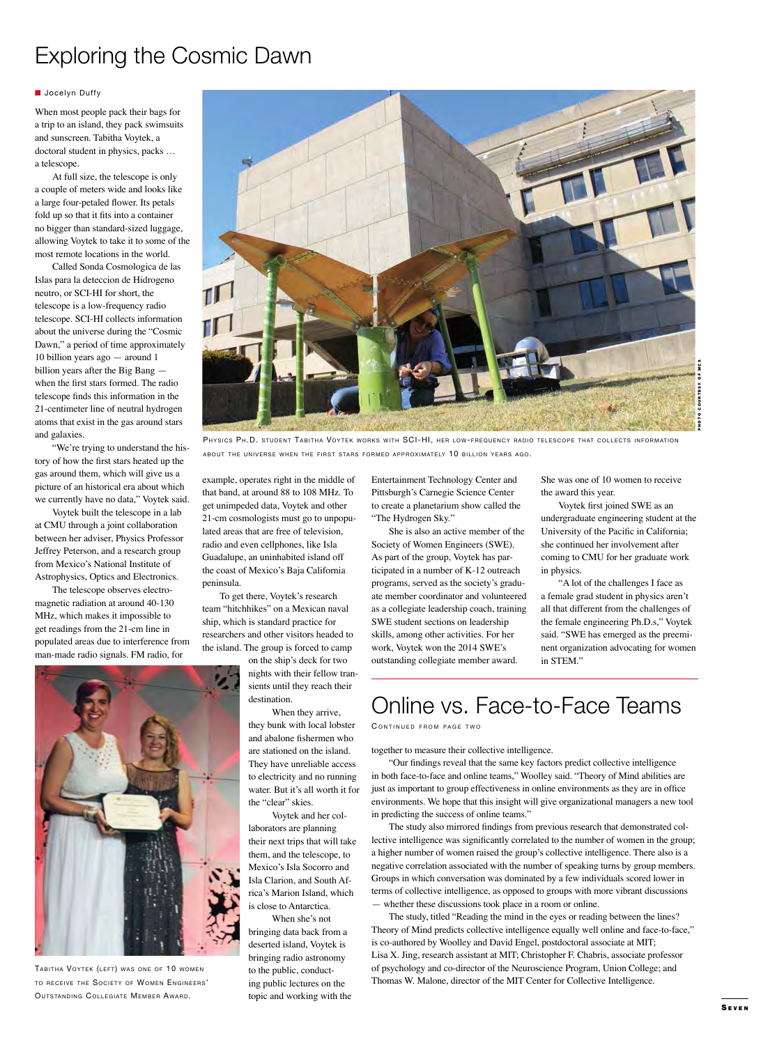# Exploring the Cosmic Dawn

Jocelyn Duffy

When most people pack their bags for a trip to an island, they pack swimsuits and sunscreen. Tabitha Voytek, a doctoral student in physics, packs … a telescope.

At full size, the telescope is only a couple of meters wide and looks like a large four-petaled flower. Its petals fold up so that it fits into a container no bigger than standard-sized luggage, allowing Voytek to take it to some of the most remote locations in the world.

Called Sonda Cosmologica de las Islas para la deteccion de Hidrogeno neutro, or SCI-HI for short, the telescope is a low-frequency radio telescope. SCI-HI collects information about the universe during the "Cosmic Dawn," a period of time approximately 10 billion years ago — around 1 billion years after the Big Bang — when the first stars formed. The radio telescope finds this information in the 21-centimeter line of neutral hydrogen atoms that exist in the gas around stars and galaxies.

"We're trying to understand the history of how the first stars heated up the gas around them, which will give us a picture of an historical era about which we currently have no data," Voytek said.

Voytek built the telescope in a lab at CMU through a joint collaboration between her adviser, Physics Professor Jeffrey Peterson, and a research group from Mexico's National Institute of Astrophysics, Optics and Electronics.

The telescope observes electromagnetic radiation at around 40-130 MHz, which makes it impossible to get readings from the 21-cm line in populated areas due to interference from man-made radio signals. FM radio, for example, operates right in the middle of that band, at around 88 to 108 MHz. To get unimpeded data, Voytek and other 21-cm cosmologists must go to unpopulated areas that are free of television, radio and even cellphones, like Isla Guadalupe, an uninhabited island off the coast of Mexico's Baja California peninsula.

Physics Ph.D. student Tabitha Voytek works with SCI-HI, her low-frequency radio telescope that collects information about the universe when the first stars formed approximately 10 billion years ago.

Photo courtesy of MCS

To get there, Voytek's research team "hitchhikes" on a Mexican naval ship, which is standard practice for researchers and other visitors headed to the island. The group is forced to camp on the ship's deck for two nights with their fellow transients until they reach their destination.

When they arrive, they bunk with local lobster and abalone fishermen who are stationed on the island. They have unreliable access to electricity and no running water. But it's all worth it for the "clear" skies.

Voytek and her collaborators are planning their next trips that will take them, and the telescope, to Mexico's Isla Socorro and Isla Clarion, and South Africa's Marion Island, which is close to Antarctica.

When she's not bringing data back from a deserted island, Voytek is bringing radio astronomy to the public, conducting public lectures on the topic and working with the Entertainment Technology Center and Pittsburgh's Carnegie Science Center to create a planetarium show called the "The Hydrogen Sky."

Tabitha Voytek (left) was one of 10 women to receive the Society of Women Engineers' Outstanding Collegiate Member Award.

She is also an active member of the Society of Women Engineers (SWE). As part of the group, Voytek has participated in a number of K-12 outreach programs, served as the society's graduate member coordinator and volunteered as a collegiate leadership coach, training SWE student sections on leadership skills, among other activities. For her work, Voytek won the 2014 SWE's outstanding collegiate member award. She was one of 10 women to receive the award this year.

Voytek first joined SWE as an undergraduate engineering student at the University of the Pacific in California; she continued her involvement after coming to CMU for her graduate work in physics.

"A lot of the challenges I face as a female grad student in physics aren't all that different from the challenges of the female engineering Ph.D.s," Voytek said. "SWE has emerged as the preeminent organization advocating for women in STEM."

# Online vs. Face-to-Face Teams

Continued from page two

together to measure their collective intelligence.

"Our findings reveal that the same key factors predict collective intelligence in both face-to-face and online teams," Woolley said. "Theory of Mind abilities are just as important to group effectiveness in online environments as they are in office environments. We hope that this insight will give organizational managers a new tool in predicting the success of online teams."

The study also mirrored findings from previous research that demonstrated collective intelligence was significantly correlated to the number of women in the group; a higher number of women raised the group's collective intelligence. There also is a negative correlation associated with the number of speaking turns by group members. Groups in which conversation was dominated by a few individuals scored lower in terms of collective intelligence, as opposed to groups with more vibrant discussions — whether these discussions took place in a room or online.

The study, titled "Reading the mind in the eyes or reading between the lines? Theory of Mind predicts collective intelligence equally well online and face-to-face," is co-authored by Woolley and David Engel, postdoctoral associate at MIT; Lisa X. Jing, research assistant at MIT; Christopher F. Chabris, associate professor of psychology and co-director of the Neuroscience Program, Union College; and Thomas W. Malone, director of the MIT Center for Collective Intelligence.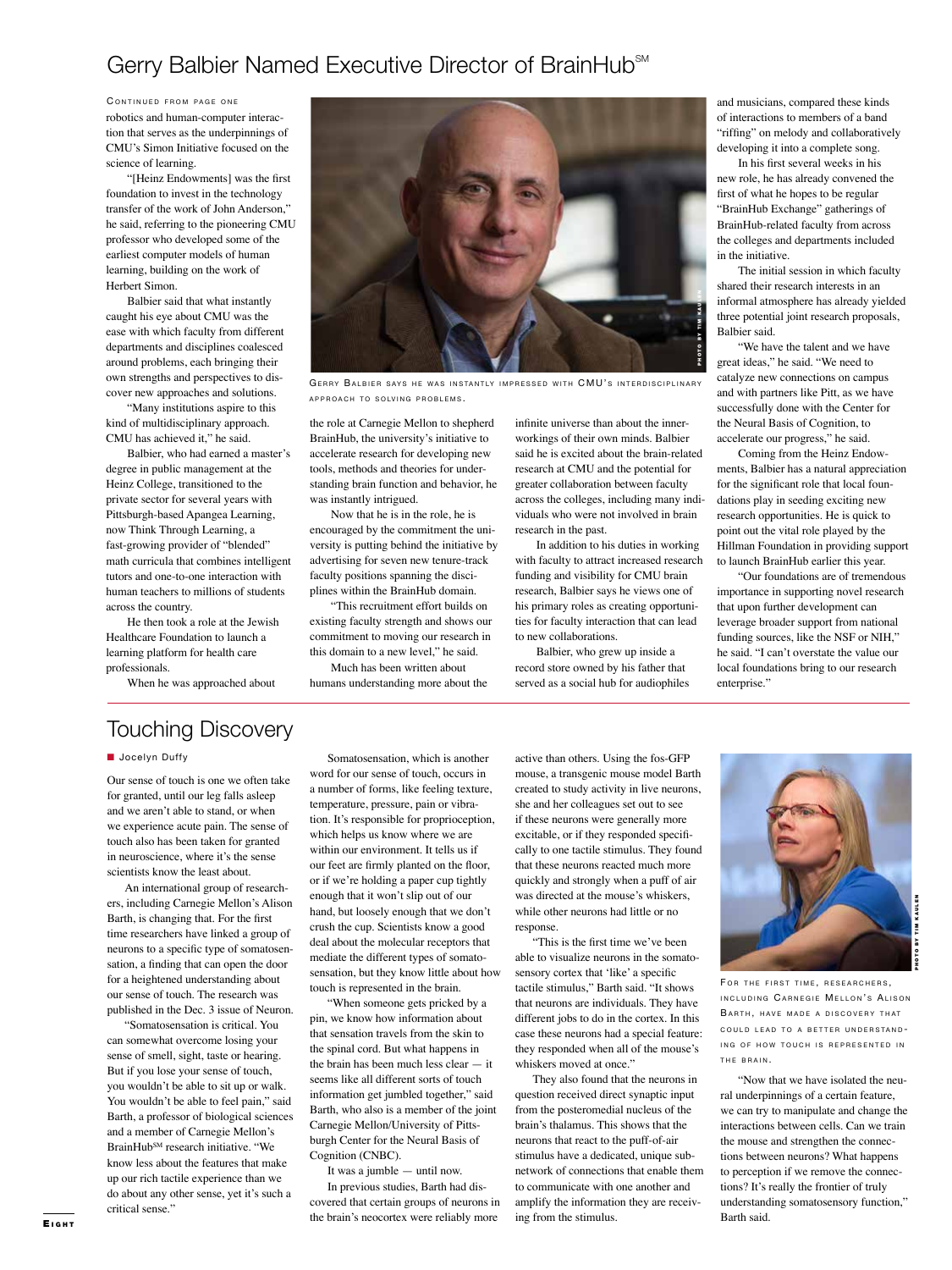# Gerry Balbier Named Executive Director of BrainHub℠

Continued from page one

robotics and human-computer interaction that serves as the underpinnings of CMU's Simon Initiative focused on the science of learning.

"[Heinz Endowments] was the first foundation to invest in the technology transfer of the work of John Anderson," he said, referring to the pioneering CMU professor who developed some of the earliest computer models of human learning, building on the work of Herbert Simon.

Balbier said that what instantly caught his eye about CMU was the ease with which faculty from different departments and disciplines coalesced around problems, each bringing their own strengths and perspectives to discover new approaches and solutions.

"Many institutions aspire to this kind of multidisciplinary approach. CMU has achieved it," he said.

Balbier, who had earned a master's degree in public management at the Heinz College, transitioned to the private sector for several years with Pittsburgh-based Apangea Learning, now Think Through Learning, a fast-growing provider of "blended" math curricula that combines intelligent tutors and one-to-one interaction with human teachers to millions of students across the country.

He then took a role at the Jewish Healthcare Foundation to launch a learning platform for health care professionals.

When he was approached about the role at Carnegie Mellon to shepherd BrainHub, the university's initiative to accelerate research for developing new tools, methods and theories for understanding brain function and behavior, he was instantly intrigued.

Now that he is in the role, he is encouraged by the commitment the university is putting behind the initiative by advertising for seven new tenure-track faculty positions spanning the disciplines within the BrainHub domain.

"This recruitment effort builds on existing faculty strength and shows our commitment to moving our research in this domain to a new level," he said.

Much has been written about humans understanding more about the infinite universe than about the innerworkings of their own minds. Balbier said he is excited about the brain-related research at CMU and the potential for greater collaboration between faculty across the colleges, including many individuals who were not involved in brain research in the past.

In addition to his duties in working with faculty to attract increased research funding and visibility for CMU brain research, Balbier says he views one of his primary roles as creating opportunities for faculty interaction that can lead to new collaborations.

Balbier, who grew up inside a record store owned by his father that served as a social hub for audiophiles and musicians, compared these kinds of interactions to members of a band "riffing" on melody and collaboratively developing it into a complete song.

In his first several weeks in his new role, he has already convened the first of what he hopes to be regular "BrainHub Exchange" gatherings of BrainHub-related faculty from across the colleges and departments included in the initiative.

The initial session in which faculty shared their research interests in an informal atmosphere has already yielded three potential joint research proposals, Balbier said.

"We have the talent and we have great ideas," he said. "We need to catalyze new connections on campus and with partners like Pitt, as we have successfully done with the Center for the Neural Basis of Cognition, to accelerate our progress," he said.

Coming from the Heinz Endowments, Balbier has a natural appreciation for the significant role that local foundations play in seeding exciting new research opportunities. He is quick to point out the vital role played by the Hillman Foundation in providing support to launch BrainHub earlier this year.

"Our foundations are of tremendous importance in supporting novel research that upon further development can leverage broader support from national funding sources, like the NSF or NIH," he said. "I can't overstate the value our local foundations bring to our research enterprise."

Photo by Tim Kaulen

Gerry Balbier says he was instantly impressed with CMU's interdisciplinary approach to solving problems.

# Touching Discovery

Jocelyn Duffy

Our sense of touch is one we often take for granted, until our leg falls asleep and we aren't able to stand, or when we experience acute pain. The sense of touch also has been taken for granted in neuroscience, where it's the sense scientists know the least about.

An international group of researchers, including Carnegie Mellon's Alison Barth, is changing that. For the first time researchers have linked a group of neurons to a specific type of somatosensation, a finding that can open the door for a heightened understanding about our sense of touch. The research was published in the Dec. 3 issue of Neuron.

"Somatosensation is critical. You can somewhat overcome losing your sense of smell, sight, taste or hearing. But if you lose your sense of touch, you wouldn't be able to sit up or walk. You wouldn't be able to feel pain," said Barth, a professor of biological sciences and a member of Carnegie Mellon's BrainHub℠ research initiative. "We know less about the features that make up our rich tactile experience than we do about any other sense, yet it's such a critical sense."

Somatosensation, which is another word for our sense of touch, occurs in a number of forms, like feeling texture, temperature, pressure, pain or vibration. It's responsible for proprioception, which helps us know where we are within our environment. It tells us if our feet are firmly planted on the floor, or if we're holding a paper cup tightly enough that it won't slip out of our hand, but loosely enough that we don't crush the cup. Scientists know a good deal about the molecular receptors that mediate the different types of somatosensation, but they know little about how touch is represented in the brain.

"When someone gets pricked by a pin, we know how information about that sensation travels from the skin to the spinal cord. But what happens in the brain has been much less clear — it seems like all different sorts of touch information get jumbled together," said Barth, who also is a member of the joint Carnegie Mellon/University of Pittsburgh Center for the Neural Basis of Cognition (CNBC).

It was a jumble — until now.

In previous studies, Barth had discovered that certain groups of neurons in the brain's neocortex were reliably more active than others. Using the fos-GFP mouse, a transgenic mouse model Barth created to study activity in live neurons, she and her colleagues set out to see if these neurons were generally more excitable, or if they responded specifically to one tactile stimulus. They found that these neurons reacted much more quickly and strongly when a puff of air was directed at the mouse's whiskers, while other neurons had little or no response.

"This is the first time we've been able to visualize neurons in the somatosensory cortex that 'like' a specific tactile stimulus," Barth said. "It shows that neurons are individuals. They have different jobs to do in the cortex. In this case these neurons had a special feature: they responded when all of the mouse's whiskers moved at once."

They also found that the neurons in question received direct synaptic input from the posteromedial nucleus of the brain's thalamus. This shows that the neurons that react to the puff-of-air stimulus have a dedicated, unique subnetwork of connections that enable them to communicate with one another and amplify the information they are receiving from the stimulus.

Photo by Tim Kaulen

For the first time, researchers, including Carnegie Mellon's Alison Barth, have made a discovery that could lead to a better understanding of how touch is represented in the brain.

"Now that we have isolated the neural underpinnings of a certain feature, we can try to manipulate and change the interactions between cells. Can we train the mouse and strengthen the connections between neurons? What happens to perception if we remove the connections? It's really the frontier of truly understanding somatosensory function," Barth said.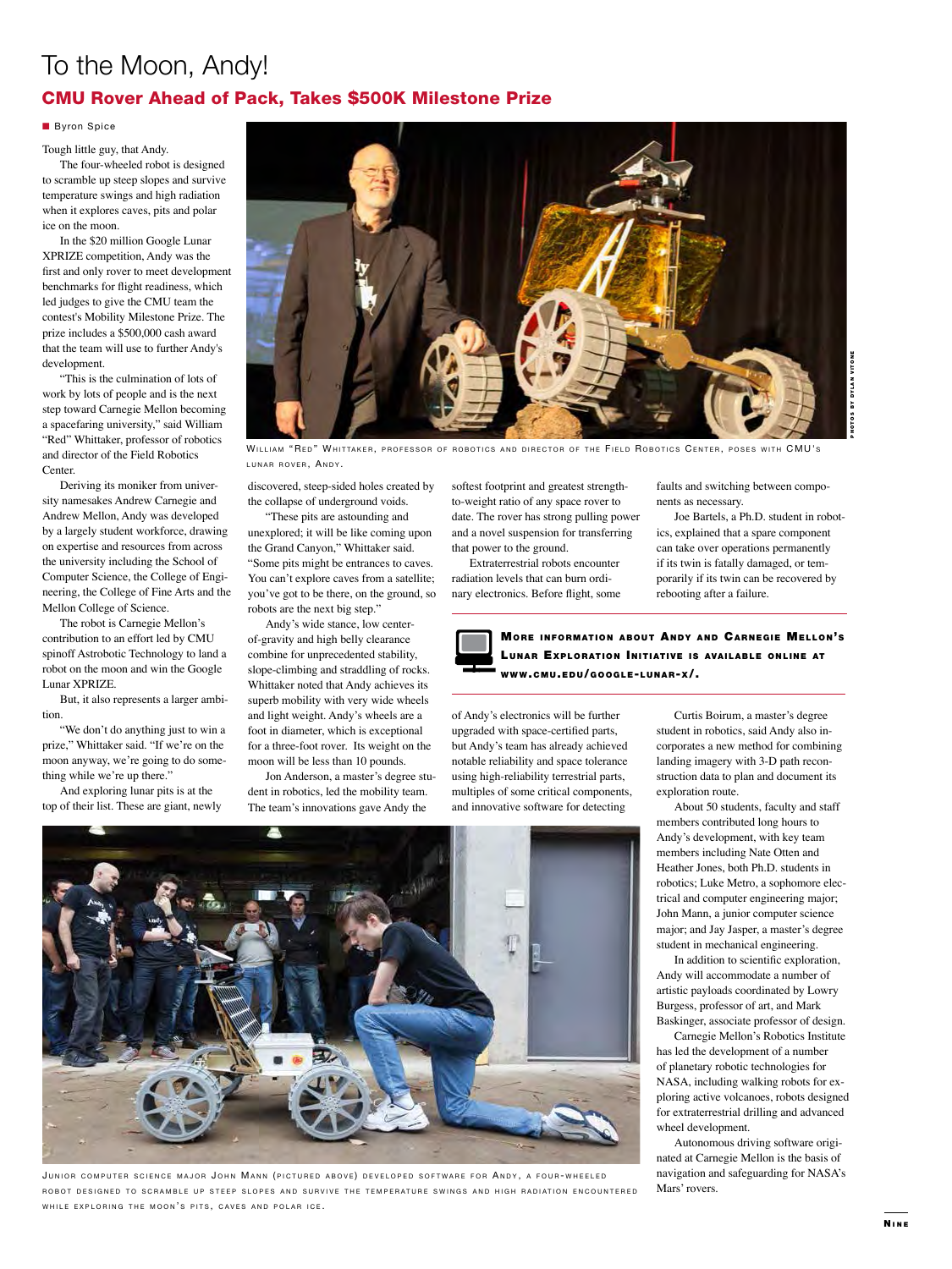# To the Moon, Andy!

## CMU Rover Ahead of Pack, Takes $500K Milestone Prize

■ Byron Spice

Tough little guy, that Andy.

The four-wheeled robot is designed to scramble up steep slopes and survive temperature swings and high radiation when it explores caves, pits and polar ice on the moon.

In the $20 million Google Lunar XPRIZE competition, Andy was the first and only rover to meet development benchmarks for flight readiness, which led judges to give the CMU team the contest's Mobility Milestone Prize. The prize includes a $500,000 cash award that the team will use to further Andy's development.

"This is the culmination of lots of work by lots of people and is the next step toward Carnegie Mellon becoming a spacefaring university," said William "Red" Whittaker, professor of robotics and director of the Field Robotics Center.

Deriving its moniker from university namesakes Andrew Carnegie and Andrew Mellon, Andy was developed by a largely student workforce, drawing on expertise and resources from across the university including the School of Computer Science, the College of Engineering, the College of Fine Arts and the Mellon College of Science.

The robot is Carnegie Mellon's contribution to an effort led by CMU spinoff Astrobotic Technology to land a robot on the moon and win the Google Lunar XPRIZE.

But, it also represents a larger ambition.

"We don't do anything just to win a prize," Whittaker said. "If we're on the moon anyway, we're going to do something while we're up there."

And exploring lunar pits is at the top of their list. These are giant, newly discovered, steep-sided holes created by the collapse of underground voids.

"These pits are astounding and unexplored; it will be like coming upon the Grand Canyon," Whittaker said. "Some pits might be entrances to caves. You can't explore caves from a satellite; you've got to be there, on the ground, so robots are the next big step."

Andy's wide stance, low center-of-gravity and high belly clearance combine for unprecedented stability, slope-climbing and straddling of rocks. Whittaker noted that Andy achieves its superb mobility with very wide wheels and light weight. Andy's wheels are a foot in diameter, which is exceptional for a three-foot rover. Its weight on the moon will be less than 10 pounds.

Jon Anderson, a master's degree student in robotics, led the mobility team. The team's innovations gave Andy the softest footprint and greatest strength-to-weight ratio of any space rover to date. The rover has strong pulling power and a novel suspension for transferring that power to the ground.

Extraterrestrial robots encounter radiation levels that can burn ordinary electronics. Before flight, some of Andy's electronics will be further upgraded with space-certified parts, but Andy's team has already achieved notable reliability and space tolerance using high-reliability terrestrial parts, multiples of some critical components, and innovative software for detecting faults and switching between components as necessary.

Joe Bartels, a Ph.D. student in robotics, explained that a spare component can take over operations permanently if its twin is fatally damaged, or temporarily if its twin can be recovered by rebooting after a failure.

**More information about Andy and Carnegie Mellon's Lunar Exploration Initiative is available online at www.cmu.edu/google-lunar-x/.**

Curtis Boirum, a master's degree student in robotics, said Andy also incorporates a new method for combining landing imagery with 3-D path reconstruction data to plan and document its exploration route.

About 50 students, faculty and staff members contributed long hours to Andy's development, with key team members including Nate Otten and Heather Jones, both Ph.D. students in robotics; Luke Metro, a sophomore electrical and computer engineering major; John Mann, a junior computer science major; and Jay Jasper, a master's degree student in mechanical engineering.

In addition to scientific exploration, Andy will accommodate a number of artistic payloads coordinated by Lowry Burgess, professor of art, and Mark Baskinger, associate professor of design.

Carnegie Mellon's Robotics Institute has led the development of a number of planetary robotic technologies for NASA, including walking robots for exploring active volcanoes, robots designed for extraterrestrial drilling and advanced wheel development.

Autonomous driving software originated at Carnegie Mellon is the basis of navigation and safeguarding for NASA's Mars' rovers.

William "Red" Whittaker, professor of robotics and director of the Field Robotics Center, poses with CMU's lunar rover, Andy.

Junior computer science major John Mann (pictured above) developed software for Andy, a four-wheeled robot designed to scramble up steep slopes and survive the temperature swings and high radiation encountered while exploring the moon's pits, caves and polar ice.

Photos by Dylan Vitone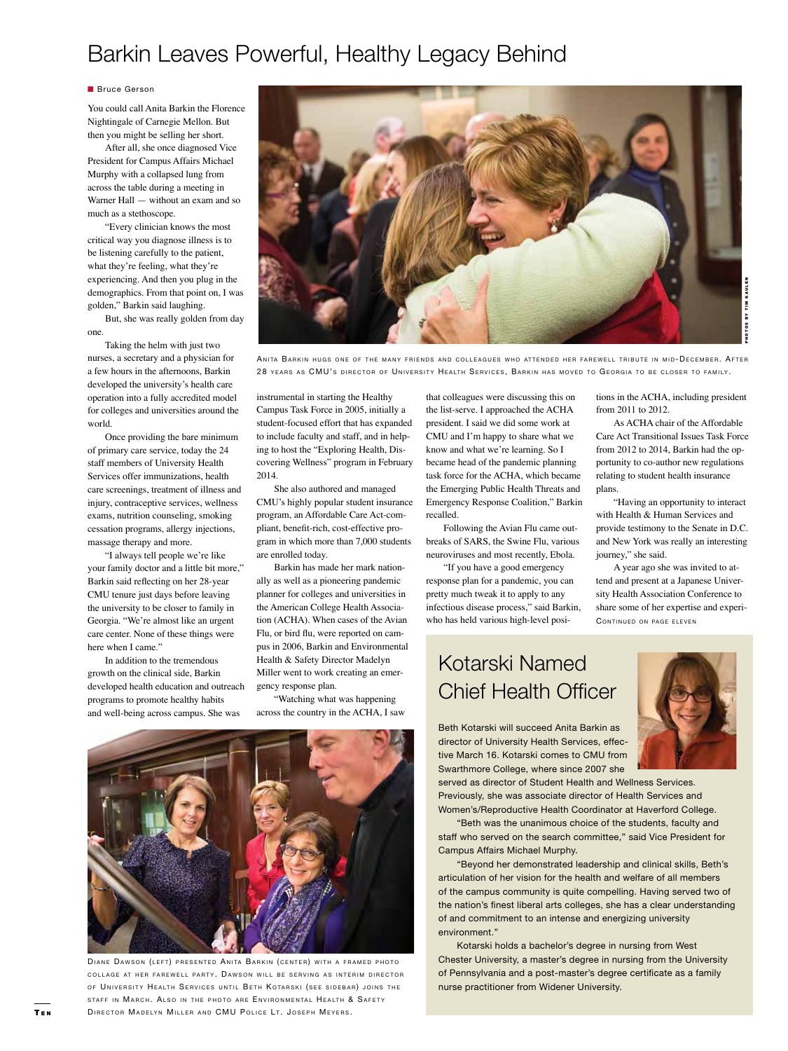# Barkin Leaves Powerful, Healthy Legacy Behind

Bruce Gerson

You could call Anita Barkin the Florence Nightingale of Carnegie Mellon. But then you might be selling her short.

After all, she once diagnosed Vice President for Campus Affairs Michael Murphy with a collapsed lung from across the table during a meeting in Warner Hall — without an exam and so much as a stethoscope.

"Every clinician knows the most critical way you diagnose illness is to be listening carefully to the patient, what they're feeling, what they're experiencing. And then you plug in the demographics. From that point on, I was golden," Barkin said laughing.

But, she was really golden from day one.

Taking the helm with just two nurses, a secretary and a physician for a few hours in the afternoons, Barkin developed the university's health care operation into a fully accredited model for colleges and universities around the world.

Once providing the bare minimum of primary care service, today the 24 staff members of University Health Services offer immunizations, health care screenings, treatment of illness and injury, contraceptive services, wellness exams, nutrition counseling, smoking cessation programs, allergy injections, massage therapy and more.

"I always tell people we're like your family doctor and a little bit more," Barkin said reflecting on her 28-year CMU tenure just days before leaving the university to be closer to family in Georgia. "We're almost like an urgent care center. None of these things were here when I came."

In addition to the tremendous growth on the clinical side, Barkin developed health education and outreach programs to promote healthy habits and well-being across campus. She was instrumental in starting the Healthy Campus Task Force in 2005, initially a student-focused effort that has expanded to include faculty and staff, and in helping to host the "Exploring Health, Discovering Wellness" program in February 2014.

She also authored and managed CMU's highly popular student insurance program, an Affordable Care Act-compliant, benefit-rich, cost-effective program in which more than 7,000 students are enrolled today.

Barkin has made her mark nationally as well as a pioneering pandemic planner for colleges and universities in the American College Health Association (ACHA). When cases of the Avian Flu, or bird flu, were reported on campus in 2006, Barkin and Environmental Health & Safety Director Madelyn Miller went to work creating an emergency response plan.

"Watching what was happening across the country in the ACHA, I saw that colleagues were discussing this on the list-serve. I approached the ACHA president. I said we did some work at CMU and I'm happy to share what we know and what we're learning. So I became head of the pandemic planning task force for the ACHA, which became the Emerging Public Health Threats and Emergency Response Coalition," Barkin recalled.

Following the Avian Flu came outbreaks of SARS, the Swine Flu, various neuroviruses and most recently, Ebola.

"If you have a good emergency response plan for a pandemic, you can pretty much tweak it to apply to any infectious disease process," said Barkin, who has held various high-level positions in the ACHA, including president from 2011 to 2012.

As ACHA chair of the Affordable Care Act Transitional Issues Task Force from 2012 to 2014, Barkin had the opportunity to co-author new regulations relating to student health insurance plans.

"Having an opportunity to interact with Health & Human Services and provide testimony to the Senate in D.C. and New York was really an interesting journey," she said.

A year ago she was invited to attend and present at a Japanese University Health Association Conference to share some of her expertise and experi-

CONTINUED ON PAGE ELEVEN

PHOTOS BY TIM KAULEN

ANITA BARKIN HUGS ONE OF THE MANY FRIENDS AND COLLEAGUES WHO ATTENDED HER FAREWELL TRIBUTE IN MID-DECEMBER. AFTER 28 YEARS AS CMU'S DIRECTOR OF UNIVERSITY HEALTH SERVICES, BARKIN HAS MOVED TO GEORGIA TO BE CLOSER TO FAMILY.

DIANE DAWSON (LEFT) PRESENTED ANITA BARKIN (CENTER) WITH A FRAMED PHOTO COLLAGE AT HER FAREWELL PARTY. DAWSON WILL BE SERVING AS INTERIM DIRECTOR OF UNIVERSITY HEALTH SERVICES UNTIL BETH KOTARSKI (SEE SIDEBAR) JOINS THE STAFF IN MARCH. ALSO IN THE PHOTO ARE ENVIRONMENTAL HEALTH & SAFETY DIRECTOR MADELYN MILLER AND CMU POLICE LT. JOSEPH MEYERS.

## Kotarski Named Chief Health Officer

Beth Kotarski will succeed Anita Barkin as director of University Health Services, effective March 16. Kotarski comes to CMU from Swarthmore College, where since 2007 she served as director of Student Health and Wellness Services. Previously, she was associate director of Health Services and Women's/Reproductive Health Coordinator at Haverford College.

"Beth was the unanimous choice of the students, faculty and staff who served on the search committee," said Vice President for Campus Affairs Michael Murphy.

"Beyond her demonstrated leadership and clinical skills, Beth's articulation of her vision for the health and welfare of all members of the campus community is quite compelling. Having served two of the nation's finest liberal arts colleges, she has a clear understanding of and commitment to an intense and energizing university environment."

Kotarski holds a bachelor's degree in nursing from West Chester University, a master's degree in nursing from the University of Pennsylvania and a post-master's degree certificate as a family nurse practitioner from Widener University.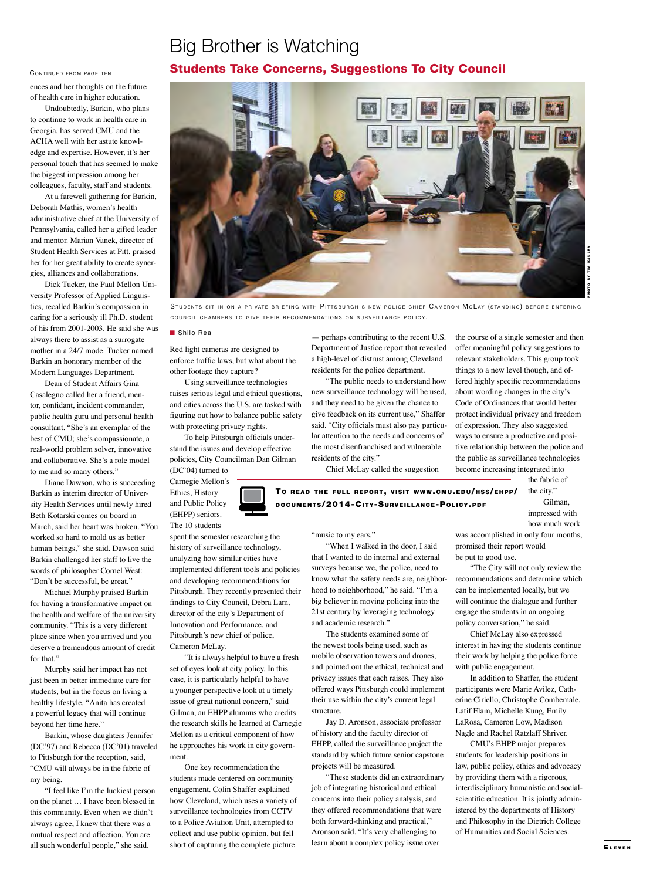Continued from page ten

ences and her thoughts on the future of health care in higher education.

Undoubtedly, Barkin, who plans to continue to work in health care in Georgia, has served CMU and the ACHA well with her astute knowledge and expertise. However, it's her personal touch that has seemed to make the biggest impression among her colleagues, faculty, staff and students.

At a farewell gathering for Barkin, Deborah Mathis, women's health administrative chief at the University of Pennsylvania, called her a gifted leader and mentor. Marian Vanek, director of Student Health Services at Pitt, praised her for her great ability to create synergies, alliances and collaborations.

Dick Tucker, the Paul Mellon University Professor of Applied Linguistics, recalled Barkin's compassion in caring for a seriously ill Ph.D. student of his from 2001-2003. He said she was always there to assist as a surrogate mother in a 24/7 mode. Tucker named Barkin an honorary member of the Modern Languages Department.

Dean of Student Affairs Gina Casalegno called her a friend, mentor, confidant, incident commander, public health guru and personal health consultant. "She's an exemplar of the best of CMU; she's compassionate, a real-world problem solver, innovative and collaborative. She's a role model to me and so many others."

Diane Dawson, who is succeeding Barkin as interim director of University Health Services until newly hired Beth Kotarski comes on board in March, said her heart was broken. "You worked so hard to mold us as better human beings," she said. Dawson said Barkin challenged her staff to live the words of philosopher Cornel West: "Don't be successful, be great."

Michael Murphy praised Barkin for having a transformative impact on the health and welfare of the university community. "This is a very different place since when you arrived and you deserve a tremendous amount of credit for that."

Murphy said her impact has not just been in better immediate care for students, but in the focus on living a healthy lifestyle. "Anita has created a powerful legacy that will continue beyond her time here."

Barkin, whose daughters Jennifer (DC'97) and Rebecca (DC'01) traveled to Pittsburgh for the reception, said, "CMU will always be in the fabric of my being.

"I feel like I'm the luckiest person on the planet … I have been blessed in this community. Even when we didn't always agree, I knew that there was a mutual respect and affection. You are all such wonderful people," she said.

# Big Brother is Watching

## Students Take Concerns, Suggestions To City Council

Students sit in on a private briefing with Pittsburgh's new police chief Cameron McLay (standing) before entering council chambers to give their recommendations on surveillance policy.

Photo by Tim Kaulen

■ Shilo Rea

Red light cameras are designed to enforce traffic laws, but what about the other footage they capture?

Using surveillance technologies raises serious legal and ethical questions, and cities across the U.S. are tasked with figuring out how to balance public safety with protecting privacy rights.

To help Pittsburgh officials understand the issues and develop effective policies, City Councilman Dan Gilman (DC'04) turned to Carnegie Mellon's Ethics, History and Public Policy (EHPP) seniors. The 10 students spent the semester researching the history of surveillance technology, analyzing how similar cities have implemented different tools and policies and developing recommendations for Pittsburgh. They recently presented their findings to City Council, Debra Lam, director of the city's Department of Innovation and Performance, and Pittsburgh's new chief of police, Cameron McLay.

"It is always helpful to have a fresh set of eyes look at city policy. In this case, it is particularly helpful to have a younger perspective look at a timely issue of great national concern," said Gilman, an EHPP alumnus who credits the research skills he learned at Carnegie Mellon as a critical component of how he approaches his work in city government.

One key recommendation the students made centered on community engagement. Colin Shaffer explained how Cleveland, which uses a variety of surveillance technologies from CCTV to a Police Aviation Unit, attempted to collect and use public opinion, but fell short of capturing the complete picture — perhaps contributing to the recent U.S. Department of Justice report that revealed a high-level of distrust among Cleveland residents for the police department.

"The public needs to understand how new surveillance technology will be used, and they need to be given the chance to give feedback on its current use," Shaffer said. "City officials must also pay particular attention to the needs and concerns of the most disenfranchised and vulnerable residents of the city."

Chief McLay called the suggestion "music to my ears."

"When I walked in the door, I said that I wanted to do internal and external surveys because we, the police, need to know what the safety needs are, neighborhood to neighborhood," he said. "I'm a big believer in moving policing into the 21st century by leveraging technology and academic research."

The students examined some of the newest tools being used, such as mobile observation towers and drones, and pointed out the ethical, technical and privacy issues that each raises. They also offered ways Pittsburgh could implement their use within the city's current legal structure.

Jay D. Aronson, associate professor of history and the faculty director of EHPP, called the surveillance project the standard by which future senior capstone projects will be measured.

"These students did an extraordinary job of integrating historical and ethical concerns into their policy analysis, and they offered recommendations that were both forward-thinking and practical," Aronson said. "It's very challenging to learn about a complex policy issue over the course of a single semester and then offer meaningful policy suggestions to relevant stakeholders. This group took things to a new level though, and offered highly specific recommendations about wording changes in the city's Code of Ordinances that would better protect individual privacy and freedom of expression. They also suggested ways to ensure a productive and positive relationship between the police and the public as surveillance technologies become increasing integrated into the fabric of the city."

**To read the full report, visit www.cmu.edu/hss/ehpp/documents/2014-City-Surveillance-Policy.pdf**

Gilman, impressed with how much work was accomplished in only four months, promised their report would be put to good use.

"The City will not only review the recommendations and determine which can be implemented locally, but we will continue the dialogue and further engage the students in an ongoing policy conversation," he said.

Chief McLay also expressed interest in having the students continue their work by helping the police force with public engagement.

In addition to Shaffer, the student participants were Marie Avilez, Catherine Ciriello, Christophe Combemale, Latif Elam, Michelle Kung, Emily LaRosa, Cameron Low, Madison Nagle and Rachel Ratzlaff Shriver.

CMU's EHPP major prepares students for leadership positions in law, public policy, ethics and advocacy by providing them with a rigorous, interdisciplinary humanistic and social-scientific education. It is jointly administered by the departments of History and Philosophy in the Dietrich College of Humanities and Social Sciences.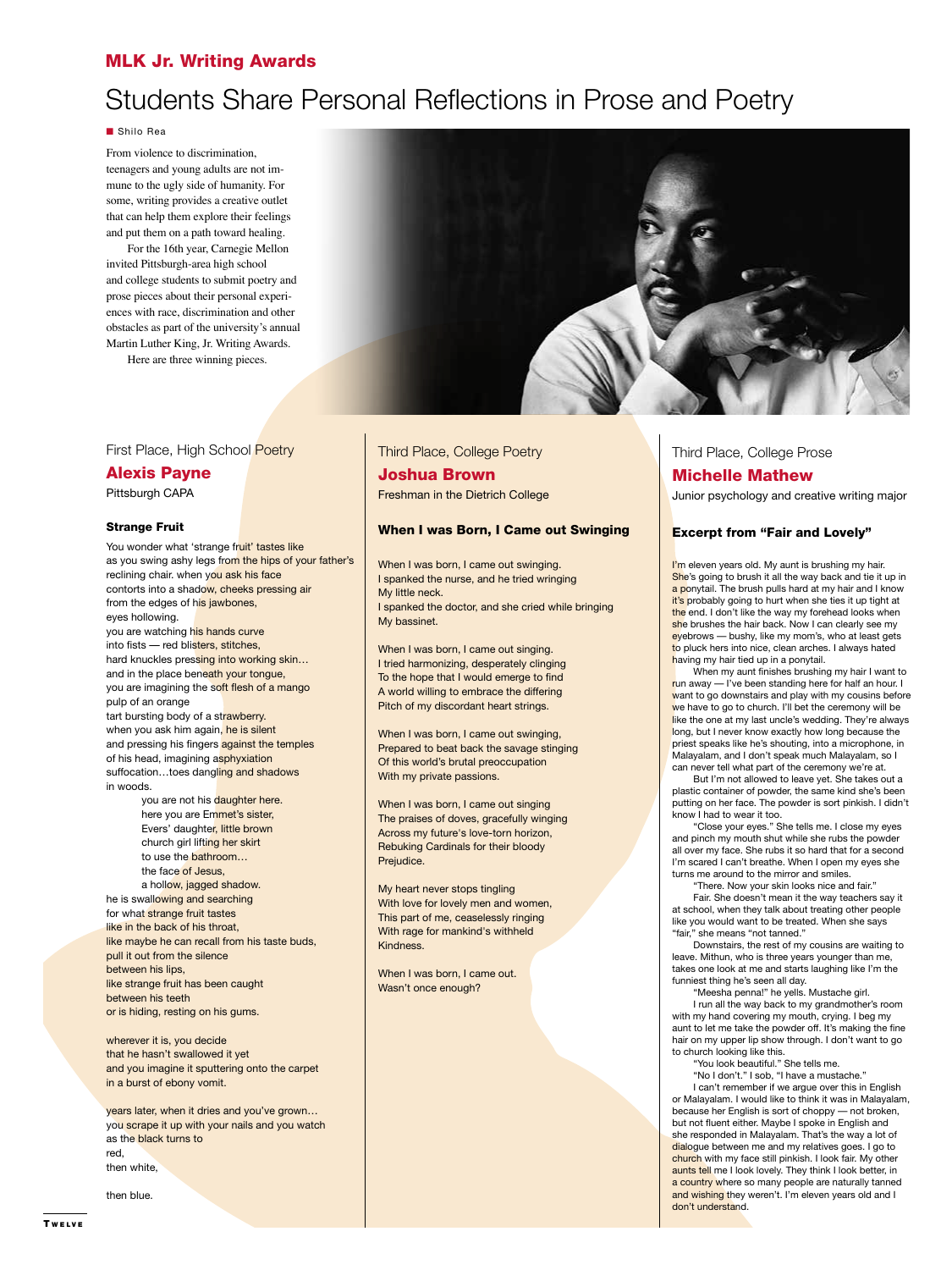## MLK Jr. Writing Awards

# Students Share Personal Reflections in Prose and Poetry

■ Shilo Rea

From violence to discrimination, teenagers and young adults are not immune to the ugly side of humanity. For some, writing provides a creative outlet that can help them explore their feelings and put them on a path toward healing.

For the 16th year, Carnegie Mellon invited Pittsburgh-area high school and college students to submit poetry and prose pieces about their personal experiences with race, discrimination and other obstacles as part of the university's annual Martin Luther King, Jr. Writing Awards.

Here are three winning pieces.

---

First Place, High School Poetry

## Alexis Payne

Pittsburgh CAPA

### Strange Fruit

You wonder what 'strange fruit' tastes like
as you swing ashy legs from the hips of your father's
reclining chair. when you ask his face
contorts into a shadow, cheeks pressing air
from the edges of his jawbones,
eyes hollowing.
you are watching his hands curve
into fists — red blisters, stitches,
hard knuckles pressing into working skin…
and in the place beneath your tongue,
you are imagining the soft flesh of a mango
pulp of an orange
tart bursting body of a strawberry.
when you ask him again, he is silent
and pressing his fingers against the temples
of his head, imagining asphyxiation
suffocation…toes dangling and shadows
in woods.

> you are not his daughter here.
> here you are Emmet's sister,
> Evers' daughter, little brown
> church girl lifting her skirt
> to use the bathroom…
> the face of Jesus,
> a hollow, jagged shadow.

he is swallowing and searching
for what strange fruit tastes
like in the back of his throat,
like maybe he can recall from his taste buds,
pull it out from the silence
between his lips,
like strange fruit has been caught
between his teeth
or is hiding, resting on his gums.

wherever it is, you decide
that he hasn't swallowed it yet
and you imagine it sputtering onto the carpet
in a burst of ebony vomit.

years later, when it dries and you've grown…
you scrape it up with your nails and you watch
as the black turns to
red,
then white,

then blue.

---

Third Place, College Poetry

## Joshua Brown

Freshman in the Dietrich College

### When I was Born, I Came out Swinging

When I was born, I came out swinging.
I spanked the nurse, and he tried wringing
My little neck.
I spanked the doctor, and she cried while bringing
My bassinet.

When I was born, I came out singing.
I tried harmonizing, desperately clinging
To the hope that I would emerge to find
A world willing to embrace the differing
Pitch of my discordant heart strings.

When I was born, I came out swinging,
Prepared to beat back the savage stinging
Of this world's brutal preoccupation
With my private passions.

When I was born, I came out singing
The praises of doves, gracefully winging
Across my future's love-torn horizon,
Rebuking Cardinals for their bloody
Prejudice.

My heart never stops tingling
With love for lovely men and women,
This part of me, ceaselessly ringing
With rage for mankind's withheld
Kindness.

When I was born, I came out.
Wasn't once enough?

---

Third Place, College Prose

## Michelle Mathew

Junior psychology and creative writing major

### Excerpt from "Fair and Lovely"

I'm eleven years old. My aunt is brushing my hair. She's going to brush it all the way back and tie it up in a ponytail. The brush pulls hard at my hair and I know it's probably going to hurt when she ties it up tight at the end. I don't like the way my forehead looks when she brushes the hair back. Now I can clearly see my eyebrows — bushy, like my mom's, who at least gets to pluck hers into nice, clean arches. I always hated having my hair tied up in a ponytail.

When my aunt finishes brushing my hair I want to run away — I've been standing here for half an hour. I want to go downstairs and play with my cousins before we have to go to church. I'll bet the ceremony will be like the one at my last uncle's wedding. They're always long, but I never know exactly how long because the priest speaks like he's shouting, into a microphone, in Malayalam, and I don't speak much Malayalam, so I can never tell what part of the ceremony we're at.

But I'm not allowed to leave yet. She takes out a plastic container of powder, the same kind she's been putting on her face. The powder is sort pinkish. I didn't know I had to wear it too.

"Close your eyes." She tells me. I close my eyes and pinch my mouth shut while she rubs the powder all over my face. She rubs it so hard that for a second I'm scared I can't breathe. When I open my eyes she turns me around to the mirror and smiles.

"There. Now your skin looks nice and fair."

Fair. She doesn't mean it the way teachers say it at school, when they talk about treating other people like you would want to be treated. When she says "fair," she means "not tanned."

Downstairs, the rest of my cousins are waiting to leave. Mithun, who is three years younger than me, takes one look at me and starts laughing like I'm the funniest thing he's seen all day.

"Meesha penna!" he yells. Mustache girl.

I run all the way back to my grandmother's room with my hand covering my mouth, crying. I beg my aunt to let me take the powder off. It's making the fine hair on my upper lip show through. I don't want to go to church looking like this.

"You look beautiful." She tells me.

"No I don't." I sob, "I have a mustache."

I can't remember if we argue over this in English or Malayalam. I would like to think it was in Malayalam, because her English is sort of choppy — not broken, but not fluent either. Maybe I spoke in English and she responded in Malayalam. That's the way a lot of dialogue between me and my relatives goes. I go to church with my face still pinkish. I look fair. My other aunts tell me I look lovely. They think I look better, in a country where so many people are naturally tanned and wishing they weren't. I'm eleven years old and I don't understand.